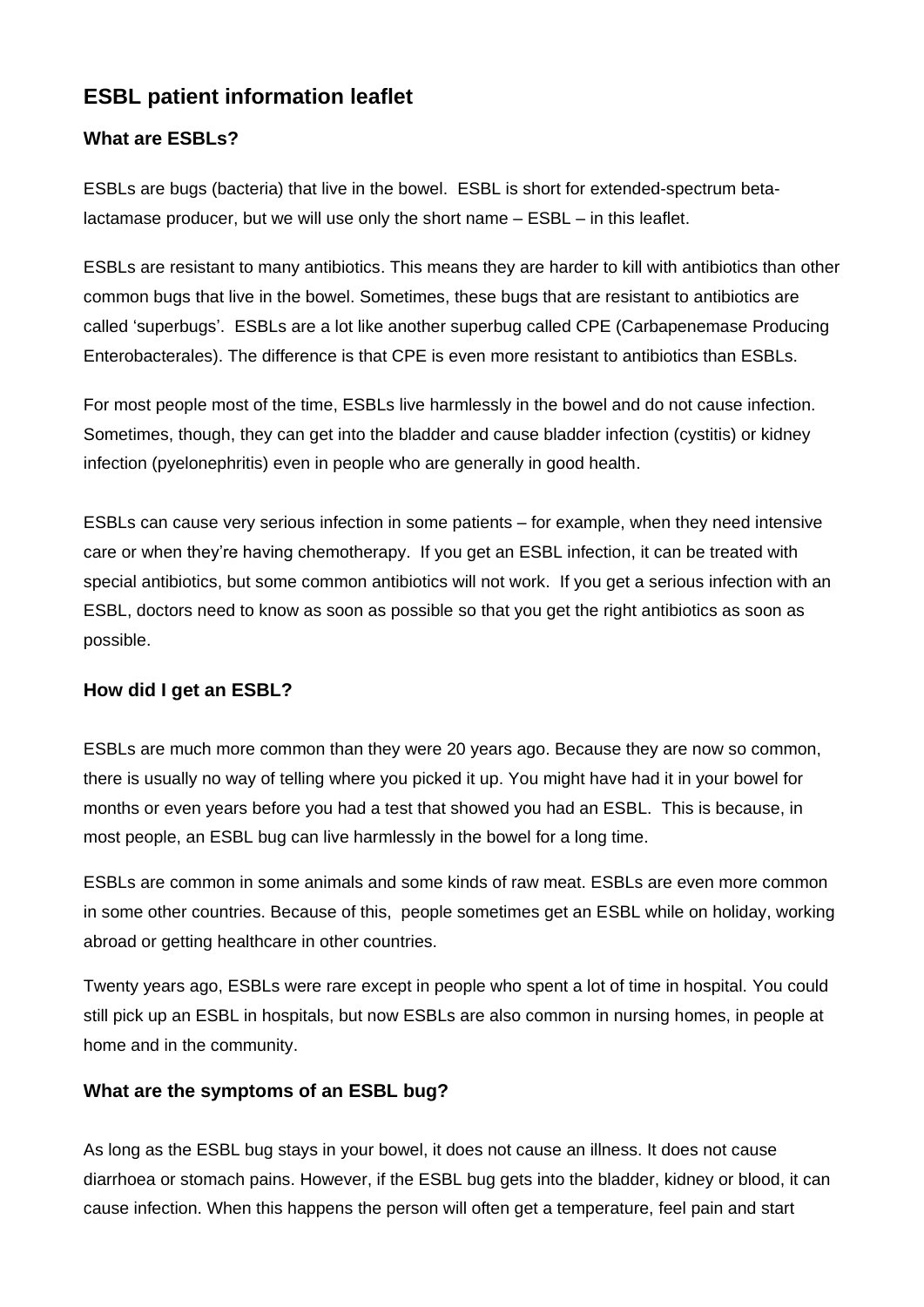# ESBL patient information leaflet

## What are ESBLs?

ESBLs are bugs (bacteria) that live in the bowel. ESBL is short for extended-spectrum beta-lactamase producer, but we will use only the short name – ESBL – in this leaflet.

ESBLs are resistant to many antibiotics. This means they are harder to kill with antibiotics than other common bugs that live in the bowel. Sometimes, these bugs that are resistant to antibiotics are called 'superbugs'. ESBLs are a lot like another superbug called CPE (Carbapenemase Producing Enterobacterales). The difference is that CPE is even more resistant to antibiotics than ESBLs.

For most people most of the time, ESBLs live harmlessly in the bowel and do not cause infection. Sometimes, though, they can get into the bladder and cause bladder infection (cystitis) or kidney infection (pyelonephritis) even in people who are generally in good health.

ESBLs can cause very serious infection in some patients – for example, when they need intensive care or when they're having chemotherapy. If you get an ESBL infection, it can be treated with special antibiotics, but some common antibiotics will not work. If you get a serious infection with an ESBL, doctors need to know as soon as possible so that you get the right antibiotics as soon as possible.

## How did I get an ESBL?

ESBLs are much more common than they were 20 years ago. Because they are now so common, there is usually no way of telling where you picked it up. You might have had it in your bowel for months or even years before you had a test that showed you had an ESBL. This is because, in most people, an ESBL bug can live harmlessly in the bowel for a long time.

ESBLs are common in some animals and some kinds of raw meat. ESBLs are even more common in some other countries. Because of this, people sometimes get an ESBL while on holiday, working abroad or getting healthcare in other countries.

Twenty years ago, ESBLs were rare except in people who spent a lot of time in hospital. You could still pick up an ESBL in hospitals, but now ESBLs are also common in nursing homes, in people at home and in the community.

## What are the symptoms of an ESBL bug?

As long as the ESBL bug stays in your bowel, it does not cause an illness. It does not cause diarrhoea or stomach pains. However, if the ESBL bug gets into the bladder, kidney or blood, it can cause infection. When this happens the person will often get a temperature, feel pain and start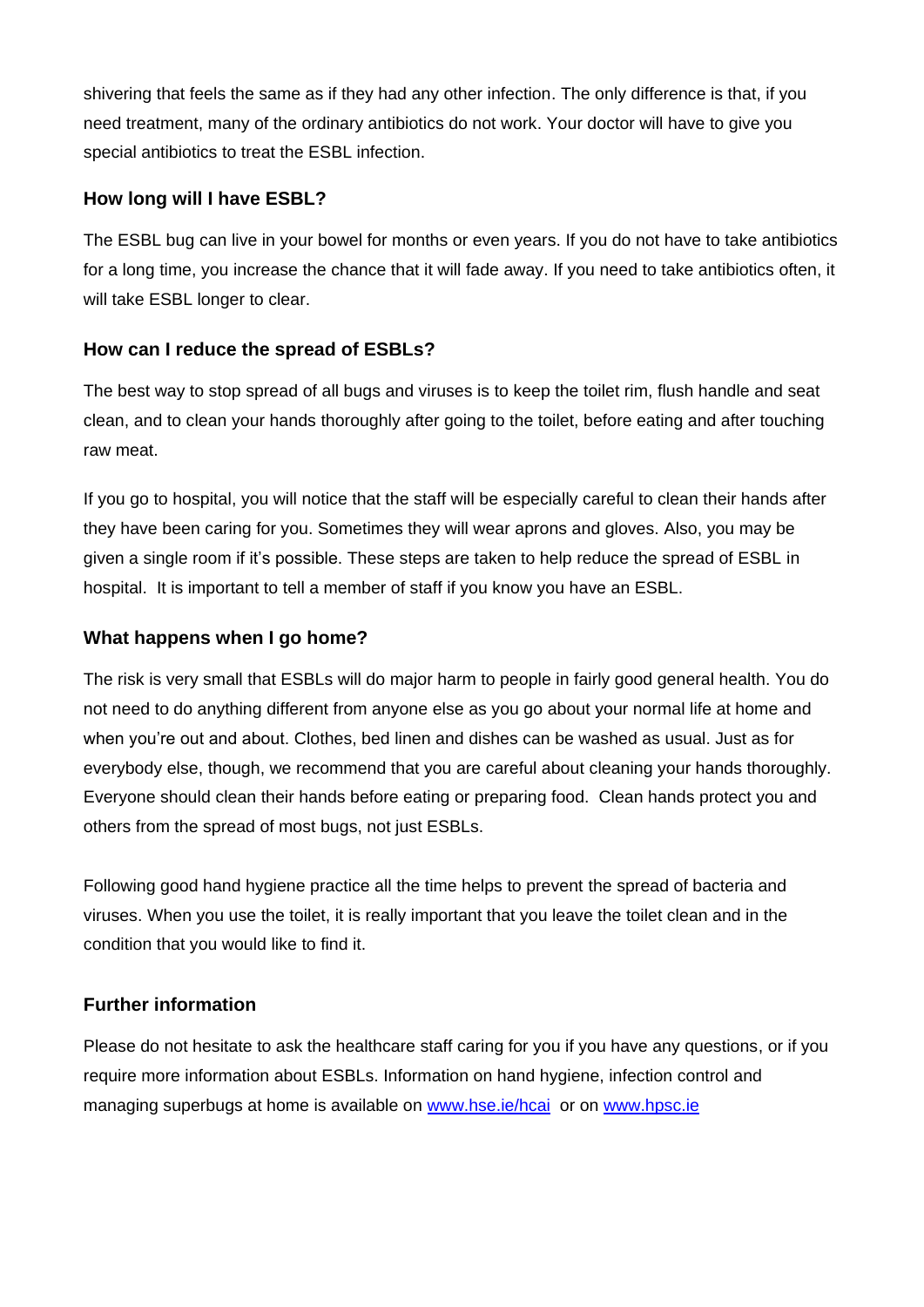shivering that feels the same as if they had any other infection. The only difference is that, if you need treatment, many of the ordinary antibiotics do not work. Your doctor will have to give you special antibiotics to treat the ESBL infection.

### How long will I have ESBL?

The ESBL bug can live in your bowel for months or even years. If you do not have to take antibiotics for a long time, you increase the chance that it will fade away. If you need to take antibiotics often, it will take ESBL longer to clear.

### How can I reduce the spread of ESBLs?

The best way to stop spread of all bugs and viruses is to keep the toilet rim, flush handle and seat clean, and to clean your hands thoroughly after going to the toilet, before eating and after touching raw meat.

If you go to hospital, you will notice that the staff will be especially careful to clean their hands after they have been caring for you. Sometimes they will wear aprons and gloves. Also, you may be given a single room if it's possible. These steps are taken to help reduce the spread of ESBL in hospital. It is important to tell a member of staff if you know you have an ESBL.

### What happens when I go home?

The risk is very small that ESBLs will do major harm to people in fairly good general health. You do not need to do anything different from anyone else as you go about your normal life at home and when you're out and about. Clothes, bed linen and dishes can be washed as usual. Just as for everybody else, though, we recommend that you are careful about cleaning your hands thoroughly. Everyone should clean their hands before eating or preparing food. Clean hands protect you and others from the spread of most bugs, not just ESBLs.

Following good hand hygiene practice all the time helps to prevent the spread of bacteria and viruses. When you use the toilet, it is really important that you leave the toilet clean and in the condition that you would like to find it.

### Further information

Please do not hesitate to ask the healthcare staff caring for you if you have any questions, or if you require more information about ESBLs. Information on hand hygiene, infection control and managing superbugs at home is available on [www.hse.ie/hcai](http://www.hse.ie/hcai) or on [www.hpsc.ie](http://www.hpsc.ie)